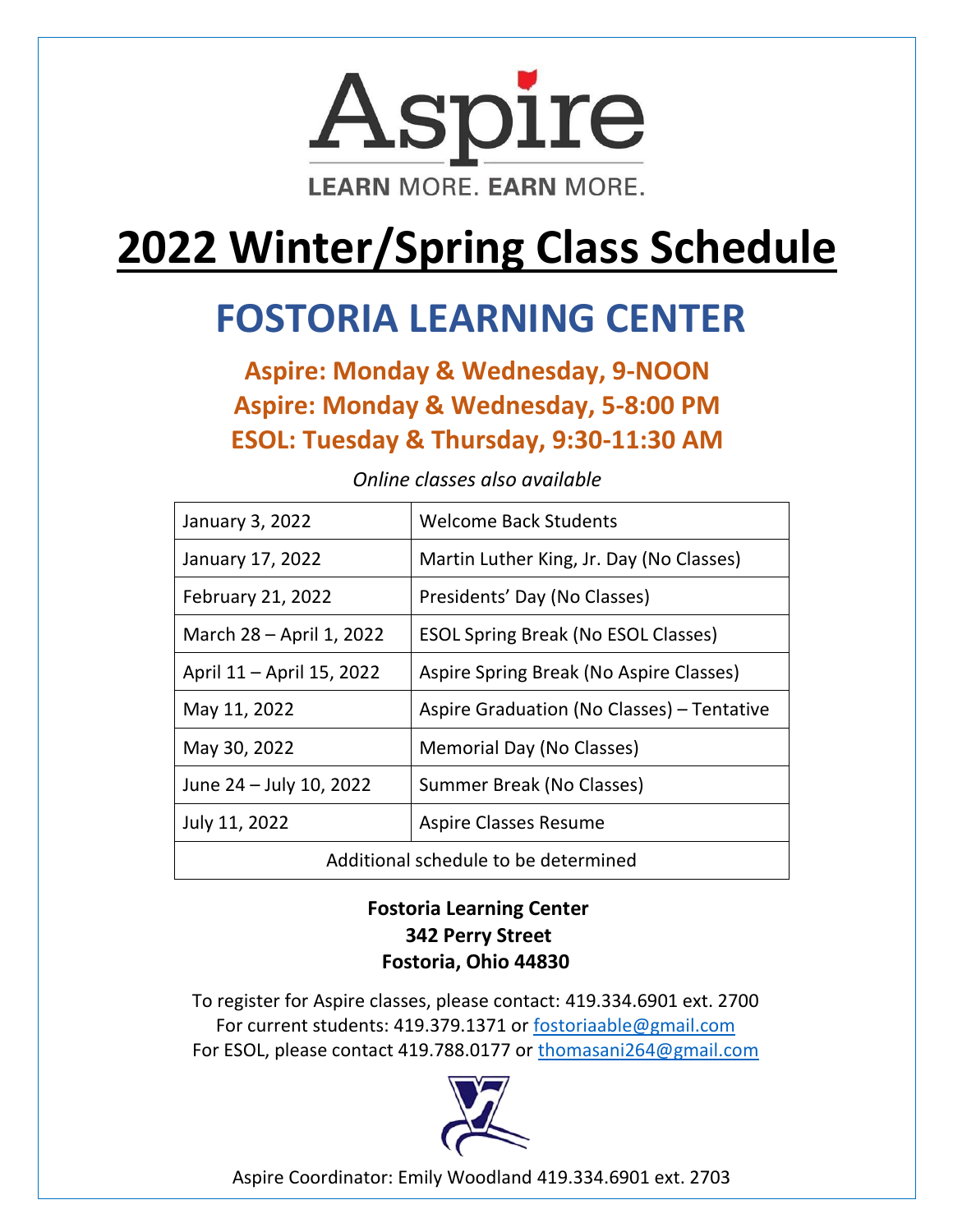Aspire

LEARN MORE. EARN MORE.

# 2022 Winter/Spring Class Schedule

## FOSTORIA LEARNING CENTER

**Aspire: Monday & Wednesday, 9-NOON**
**Aspire: Monday & Wednesday, 5-8:00 PM**
**ESOL: Tuesday & Thursday, 9:30-11:30 AM**

*Online classes also available*

| Date | Event |
|---|---|
| January 3, 2022 | Welcome Back Students |
| January 17, 2022 | Martin Luther King, Jr. Day (No Classes) |
| February 21, 2022 | Presidents' Day (No Classes) |
| March 28 – April 1, 2022 | ESOL Spring Break (No ESOL Classes) |
| April 11 – April 15, 2022 | Aspire Spring Break (No Aspire Classes) |
| May 11, 2022 | Aspire Graduation (No Classes) – Tentative |
| May 30, 2022 | Memorial Day (No Classes) |
| June 24 – July 10, 2022 | Summer Break (No Classes) |
| July 11, 2022 | Aspire Classes Resume |
| Additional schedule to be determined | |

**Fostoria Learning Center**
**342 Perry Street**
**Fostoria, Ohio 44830**

To register for Aspire classes, please contact: 419.334.6901 ext. 2700
For current students: 419.379.1371 or fostoriaable@gmail.com
For ESOL, please contact 419.788.0177 or thomasani264@gmail.com

Aspire Coordinator: Emily Woodland 419.334.6901 ext. 2703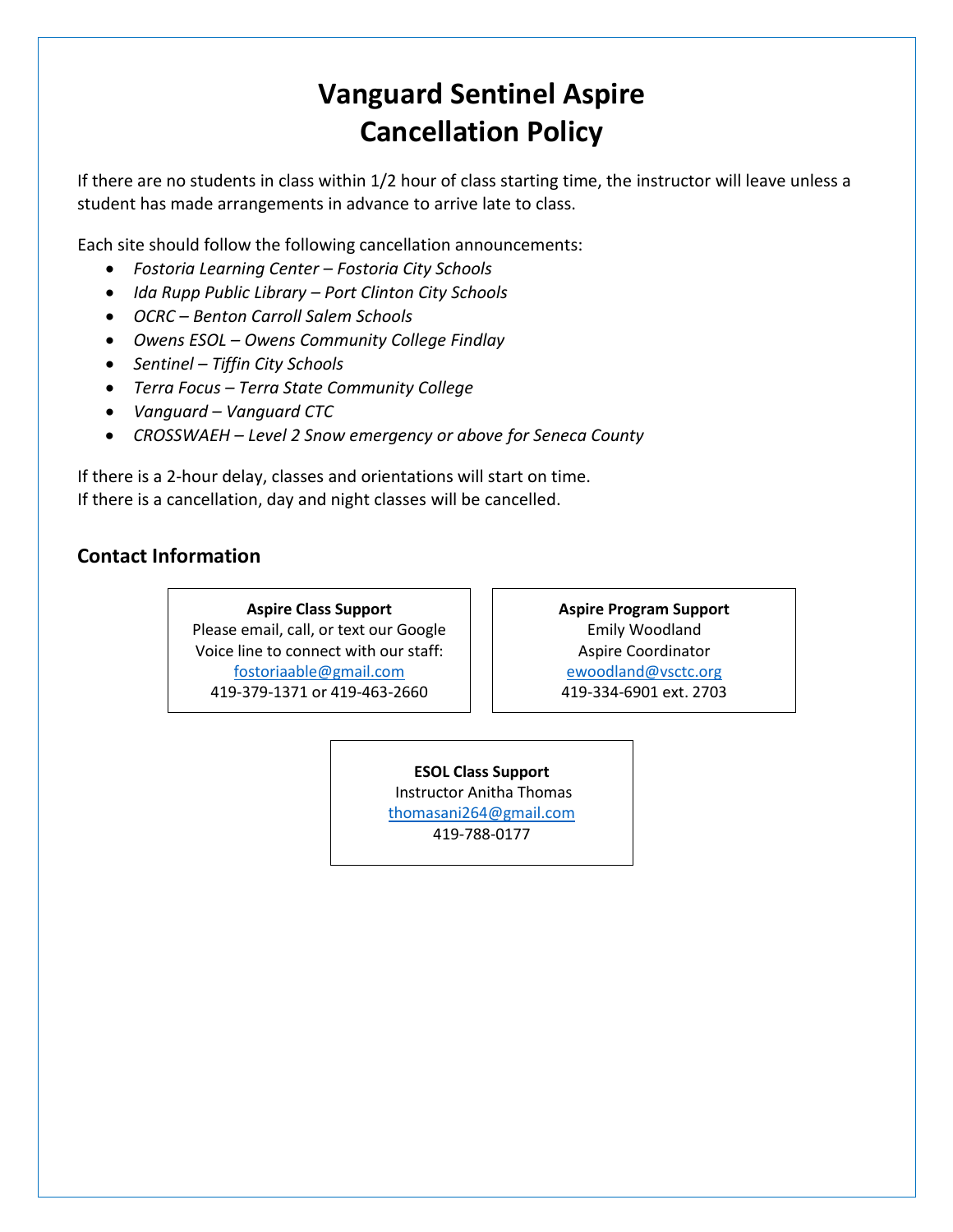# Vanguard Sentinel Aspire
# Cancellation Policy

If there are no students in class within 1/2 hour of class starting time, the instructor will leave unless a student has made arrangements in advance to arrive late to class.

Each site should follow the following cancellation announcements:

- *Fostoria Learning Center – Fostoria City Schools*
- *Ida Rupp Public Library – Port Clinton City Schools*
- *OCRC – Benton Carroll Salem Schools*
- *Owens ESOL – Owens Community College Findlay*
- *Sentinel – Tiffin City Schools*
- *Terra Focus – Terra State Community College*
- *Vanguard – Vanguard CTC*
- *CROSSWAEH – Level 2 Snow emergency or above for Seneca County*

If there is a 2-hour delay, classes and orientations will start on time.
If there is a cancellation, day and night classes will be cancelled.

## Contact Information

**Aspire Class Support**
Please email, call, or text our Google Voice line to connect with our staff:
fostoriaable@gmail.com
419-379-1371 or 419-463-2660

**Aspire Program Support**
Emily Woodland
Aspire Coordinator
ewoodland@vsctc.org
419-334-6901 ext. 2703

**ESOL Class Support**
Instructor Anitha Thomas
thomasani264@gmail.com
419-788-0177